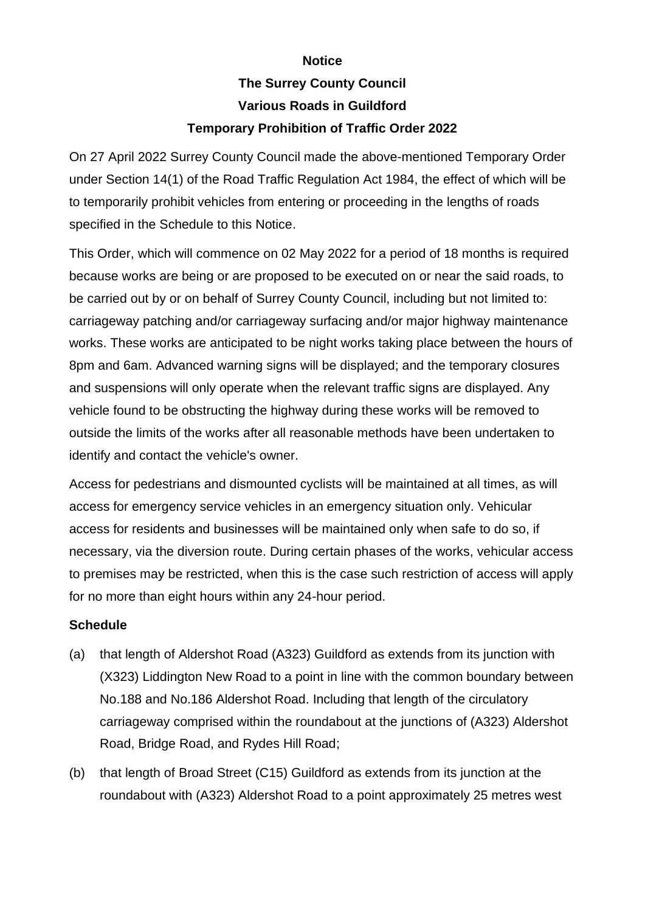**Notice**

**The Surrey County Council**

**Various Roads in Guildford**

**Temporary Prohibition of Traffic Order 2022**

On 27 April 2022 Surrey County Council made the above-mentioned Temporary Order under Section 14(1) of the Road Traffic Regulation Act 1984, the effect of which will be to temporarily prohibit vehicles from entering or proceeding in the lengths of roads specified in the Schedule to this Notice.

This Order, which will commence on 02 May 2022 for a period of 18 months is required because works are being or are proposed to be executed on or near the said roads, to be carried out by or on behalf of Surrey County Council, including but not limited to: carriageway patching and/or carriageway surfacing and/or major highway maintenance works. These works are anticipated to be night works taking place between the hours of 8pm and 6am. Advanced warning signs will be displayed; and the temporary closures and suspensions will only operate when the relevant traffic signs are displayed. Any vehicle found to be obstructing the highway during these works will be removed to outside the limits of the works after all reasonable methods have been undertaken to identify and contact the vehicle's owner.

Access for pedestrians and dismounted cyclists will be maintained at all times, as will access for emergency service vehicles in an emergency situation only. Vehicular access for residents and businesses will be maintained only when safe to do so, if necessary, via the diversion route. During certain phases of the works, vehicular access to premises may be restricted, when this is the case such restriction of access will apply for no more than eight hours within any 24-hour period.

**Schedule**

(a) that length of Aldershot Road (A323) Guildford as extends from its junction with (X323) Liddington New Road to a point in line with the common boundary between No.188 and No.186 Aldershot Road. Including that length of the circulatory carriageway comprised within the roundabout at the junctions of (A323) Aldershot Road, Bridge Road, and Rydes Hill Road;

(b) that length of Broad Street (C15) Guildford as extends from its junction at the roundabout with (A323) Aldershot Road to a point approximately 25 metres west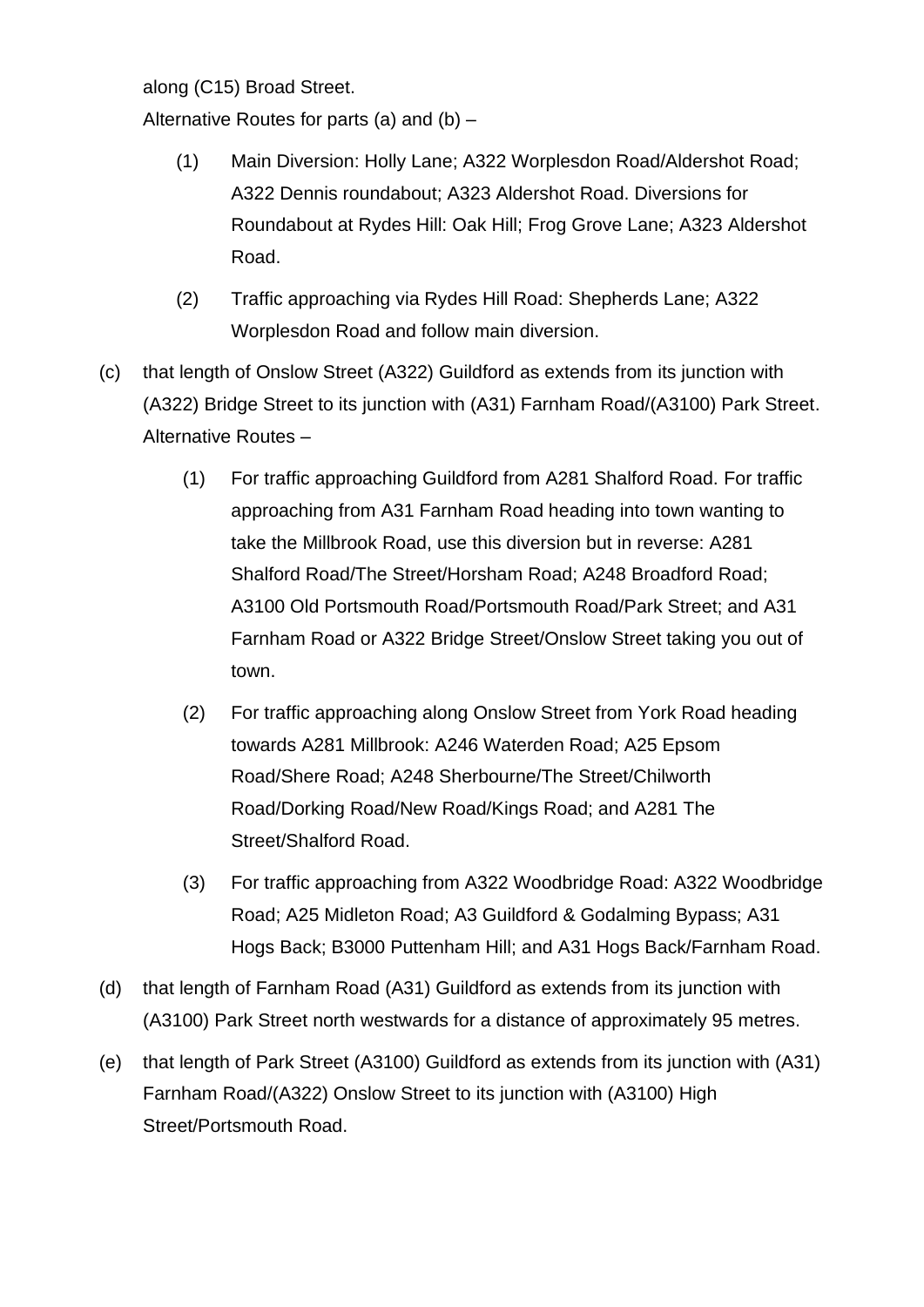along (C15) Broad Street.

Alternative Routes for parts (a) and (b) –

(1) Main Diversion: Holly Lane; A322 Worplesdon Road/Aldershot Road; A322 Dennis roundabout; A323 Aldershot Road. Diversions for Roundabout at Rydes Hill: Oak Hill; Frog Grove Lane; A323 Aldershot Road.

(2) Traffic approaching via Rydes Hill Road: Shepherds Lane; A322 Worplesdon Road and follow main diversion.

(c) that length of Onslow Street (A322) Guildford as extends from its junction with (A322) Bridge Street to its junction with (A31) Farnham Road/(A3100) Park Street.

Alternative Routes –

(1) For traffic approaching Guildford from A281 Shalford Road. For traffic approaching from A31 Farnham Road heading into town wanting to take the Millbrook Road, use this diversion but in reverse: A281 Shalford Road/The Street/Horsham Road; A248 Broadford Road; A3100 Old Portsmouth Road/Portsmouth Road/Park Street; and A31 Farnham Road or A322 Bridge Street/Onslow Street taking you out of town.

(2) For traffic approaching along Onslow Street from York Road heading towards A281 Millbrook: A246 Waterden Road; A25 Epsom Road/Shere Road; A248 Sherbourne/The Street/Chilworth Road/Dorking Road/New Road/Kings Road; and A281 The Street/Shalford Road.

(3) For traffic approaching from A322 Woodbridge Road: A322 Woodbridge Road; A25 Midleton Road; A3 Guildford & Godalming Bypass; A31 Hogs Back; B3000 Puttenham Hill; and A31 Hogs Back/Farnham Road.

(d) that length of Farnham Road (A31) Guildford as extends from its junction with (A3100) Park Street north westwards for a distance of approximately 95 metres.

(e) that length of Park Street (A3100) Guildford as extends from its junction with (A31) Farnham Road/(A322) Onslow Street to its junction with (A3100) High Street/Portsmouth Road.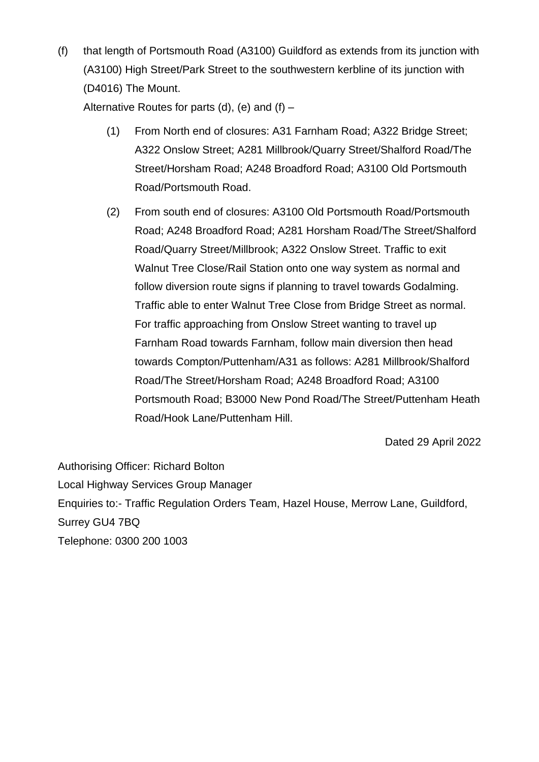(f) that length of Portsmouth Road (A3100) Guildford as extends from its junction with (A3100) High Street/Park Street to the southwestern kerbline of its junction with (D4016) The Mount.

Alternative Routes for parts (d), (e) and (f) –

(1) From North end of closures: A31 Farnham Road; A322 Bridge Street; A322 Onslow Street; A281 Millbrook/Quarry Street/Shalford Road/The Street/Horsham Road; A248 Broadford Road; A3100 Old Portsmouth Road/Portsmouth Road.

(2) From south end of closures: A3100 Old Portsmouth Road/Portsmouth Road; A248 Broadford Road; A281 Horsham Road/The Street/Shalford Road/Quarry Street/Millbrook; A322 Onslow Street. Traffic to exit Walnut Tree Close/Rail Station onto one way system as normal and follow diversion route signs if planning to travel towards Godalming. Traffic able to enter Walnut Tree Close from Bridge Street as normal. For traffic approaching from Onslow Street wanting to travel up Farnham Road towards Farnham, follow main diversion then head towards Compton/Puttenham/A31 as follows: A281 Millbrook/Shalford Road/The Street/Horsham Road; A248 Broadford Road; A3100 Portsmouth Road; B3000 New Pond Road/The Street/Puttenham Heath Road/Hook Lane/Puttenham Hill.

Dated 29 April 2022

Authorising Officer: Richard Bolton
Local Highway Services Group Manager
Enquiries to:- Traffic Regulation Orders Team, Hazel House, Merrow Lane, Guildford, Surrey GU4 7BQ
Telephone: 0300 200 1003